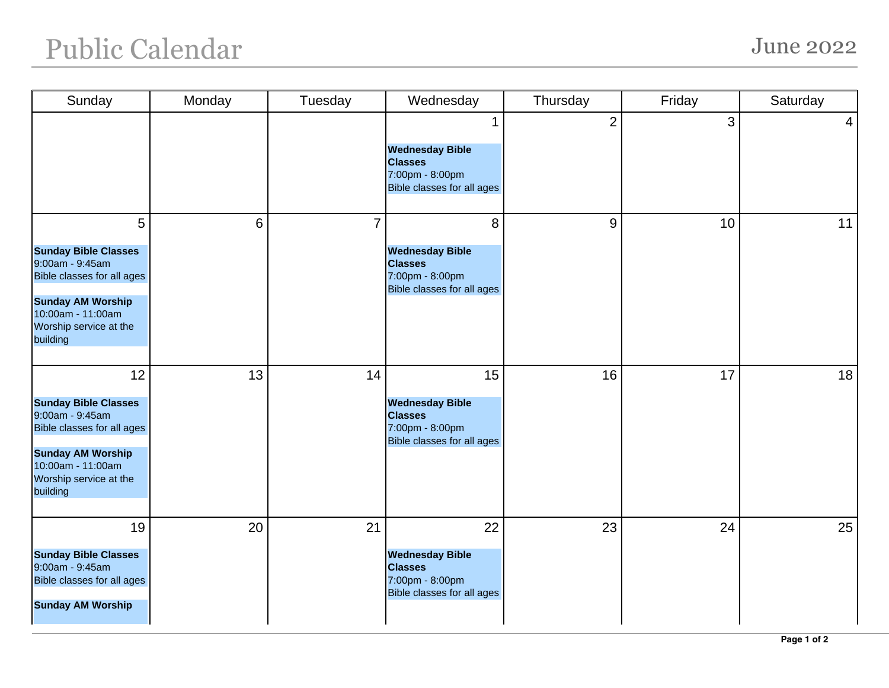# Public Calendar

## June 2022

| Sunday | Monday | Tuesday | Wednesday | Thursday | Friday | Saturday |
|---|---|---|---|---|---|---|
| | | | 1<br>**Wednesday Bible Classes**<br>7:00pm - 8:00pm<br>Bible classes for all ages | 2 | 3 | 4 |
| 5<br>**Sunday Bible Classes**<br>9:00am - 9:45am<br>Bible classes for all ages<br>**Sunday AM Worship**<br>10:00am - 11:00am<br>Worship service at the building | 6 | 7 | 8<br>**Wednesday Bible Classes**<br>7:00pm - 8:00pm<br>Bible classes for all ages | 9 | 10 | 11 |
| 12<br>**Sunday Bible Classes**<br>9:00am - 9:45am<br>Bible classes for all ages<br>**Sunday AM Worship**<br>10:00am - 11:00am<br>Worship service at the building | 13 | 14 | 15<br>**Wednesday Bible Classes**<br>7:00pm - 8:00pm<br>Bible classes for all ages | 16 | 17 | 18 |
| 19<br>**Sunday Bible Classes**<br>9:00am - 9:45am<br>Bible classes for all ages<br>**Sunday AM Worship** | 20 | 21 | 22<br>**Wednesday Bible Classes**<br>7:00pm - 8:00pm<br>Bible classes for all ages | 23 | 24 | 25 |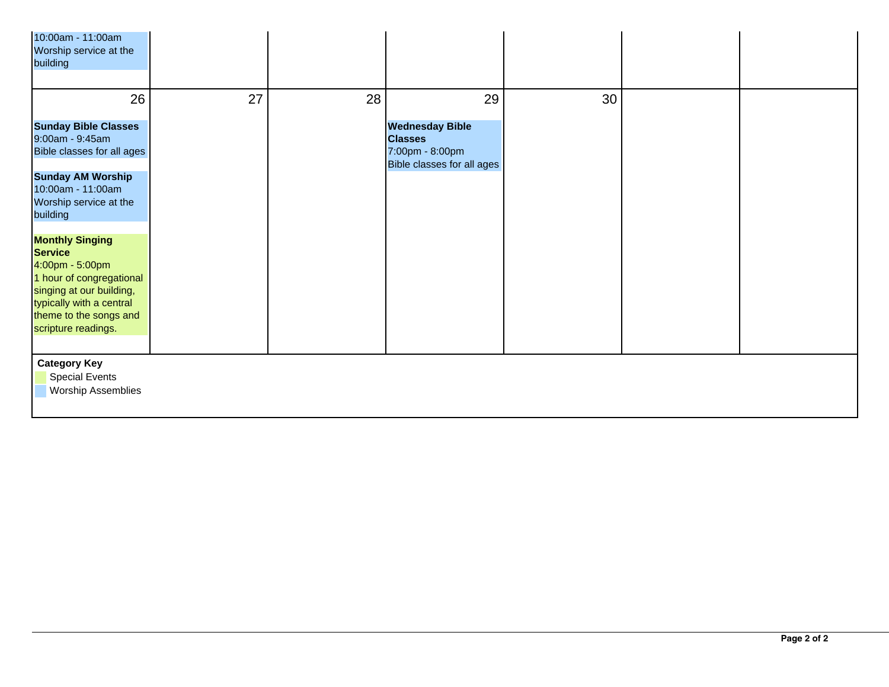| | | | | | | |
|---|---|---|---|---|---|---|
| 10:00am - 11:00am<br>Worship service at the building | | | | | | |
| 26<br><br>**Sunday Bible Classes**<br>9:00am - 9:45am<br>Bible classes for all ages<br><br>**Sunday AM Worship**<br>10:00am - 11:00am<br>Worship service at the building<br><br>**Monthly Singing Service**<br>4:00pm - 5:00pm<br>1 hour of congregational singing at our building, typically with a central theme to the songs and scripture readings. | 27 | 28 | 29<br><br>**Wednesday Bible Classes**<br>7:00pm - 8:00pm<br>Bible classes for all ages | 30 | | |

**Category Key**

- Special Events
- Worship Assemblies